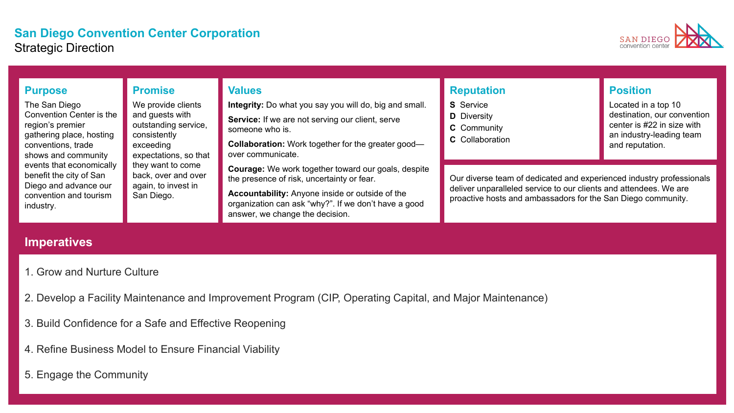# San Diego Convention Center Corporation

## Strategic Direction

### Purpose

The San Diego Convention Center is the region's premier gathering place, hosting conventions, trade shows and community events that economically benefit the city of San Diego and advance our convention and tourism industry.

### Promise

We provide clients and guests with outstanding service, consistently exceeding expectations, so that they want to come back, over and over again, to invest in San Diego.

### Values

**Integrity:** Do what you say you will do, big and small.

**Service:** If we are not serving our client, serve someone who is.

**Collaboration:** Work together for the greater good—over communicate.

**Courage:** We work together toward our goals, despite the presence of risk, uncertainty or fear.

**Accountability:** Anyone inside or outside of the organization can ask "why?". If we don't have a good answer, we change the decision.

### Reputation

**S** Service
**D** Diversity
**C** Community
**C** Collaboration

### Position

Located in a top 10 destination, our convention center is #22 in size with an industry-leading team and reputation.

Our diverse team of dedicated and experienced industry professionals deliver unparalleled service to our clients and attendees. We are proactive hosts and ambassadors for the San Diego community.

### Imperatives

1. Grow and Nurture Culture
2. Develop a Facility Maintenance and Improvement Program (CIP, Operating Capital, and Major Maintenance)
3. Build Confidence for a Safe and Effective Reopening
4. Refine Business Model to Ensure Financial Viability
5. Engage the Community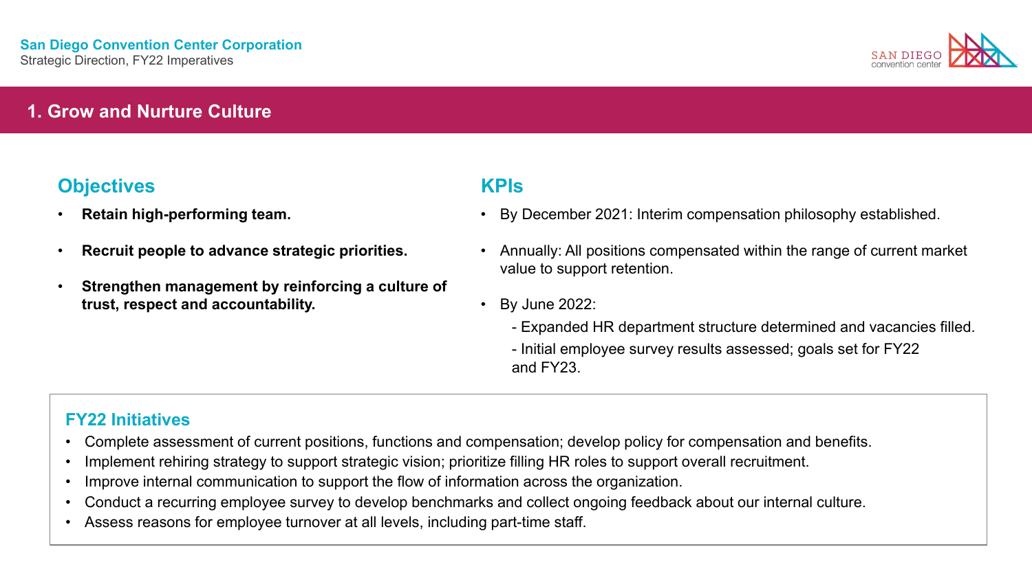# 1. Grow and Nurture Culture

## Objectives

- **Retain high-performing team.**
- **Recruit people to advance strategic priorities.**
- **Strengthen management by reinforcing a culture of trust, respect and accountability.**

## KPIs

- By December 2021: Interim compensation philosophy established.
- Annually: All positions compensated within the range of current market value to support retention.
- By June 2022:
  - Expanded HR department structure determined and vacancies filled.
  - Initial employee survey results assessed; goals set for FY22 and FY23.

## FY22 Initiatives

- Complete assessment of current positions, functions and compensation; develop policy for compensation and benefits.
- Implement rehiring strategy to support strategic vision; prioritize filling HR roles to support overall recruitment.
- Improve internal communication to support the flow of information across the organization.
- Conduct a recurring employee survey to develop benchmarks and collect ongoing feedback about our internal culture.
- Assess reasons for employee turnover at all levels, including part-time staff.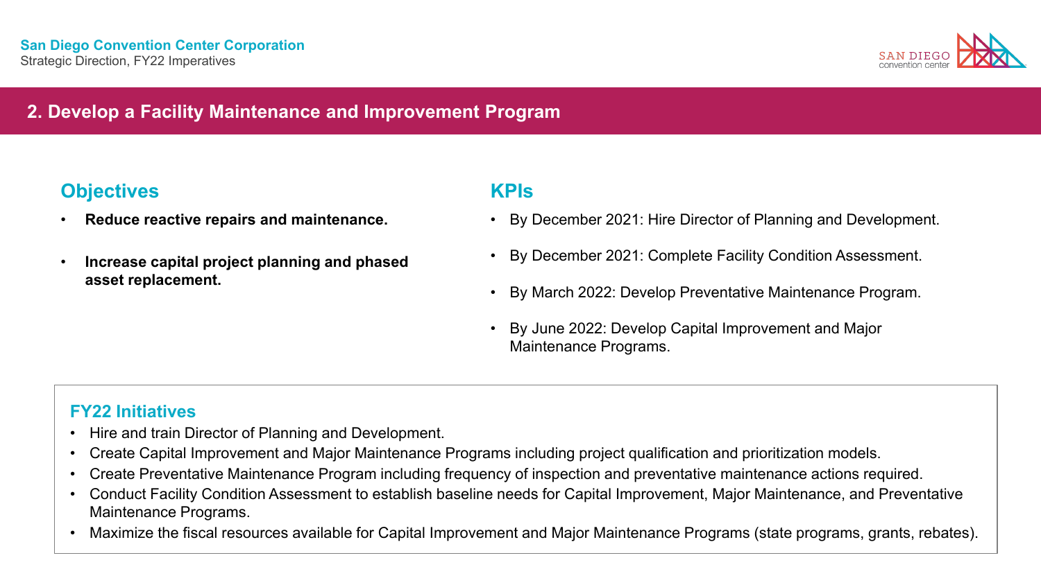## 2. Develop a Facility Maintenance and Improvement Program

### Objectives

- **Reduce reactive repairs and maintenance.**
- **Increase capital project planning and phased asset replacement.**

### KPIs

- By December 2021: Hire Director of Planning and Development.
- By December 2021: Complete Facility Condition Assessment.
- By March 2022: Develop Preventative Maintenance Program.
- By June 2022: Develop Capital Improvement and Major Maintenance Programs.

### FY22 Initiatives

- Hire and train Director of Planning and Development.
- Create Capital Improvement and Major Maintenance Programs including project qualification and prioritization models.
- Create Preventative Maintenance Program including frequency of inspection and preventative maintenance actions required.
- Conduct Facility Condition Assessment to establish baseline needs for Capital Improvement, Major Maintenance, and Preventative Maintenance Programs.
- Maximize the fiscal resources available for Capital Improvement and Major Maintenance Programs (state programs, grants, rebates).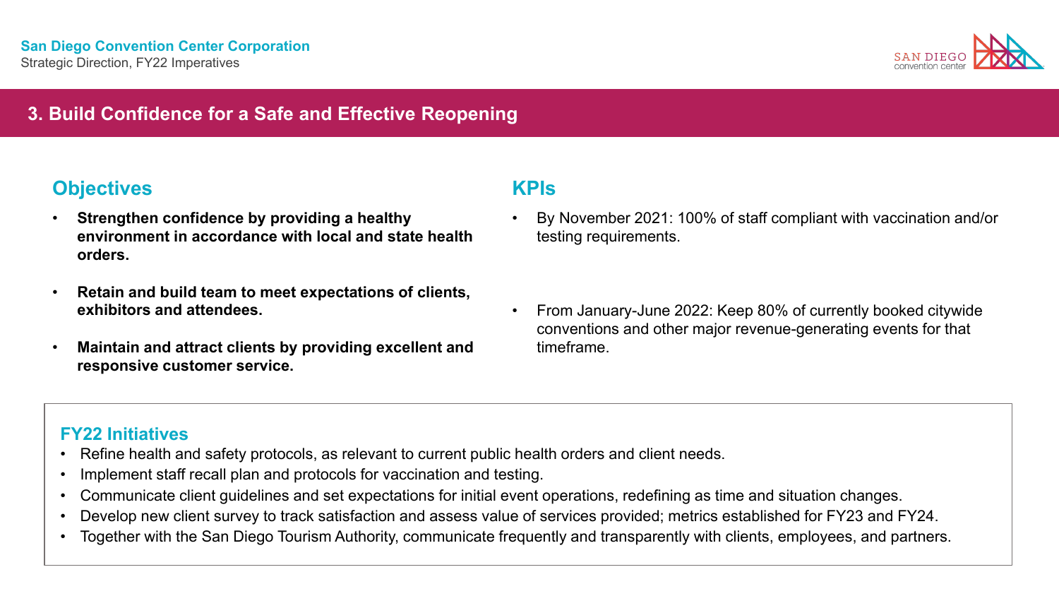**San Diego Convention Center Corporation**
Strategic Direction, FY22 Imperatives

## 3. Build Confidence for a Safe and Effective Reopening

### Objectives

- **Strengthen confidence by providing a healthy environment in accordance with local and state health orders.**
- **Retain and build team to meet expectations of clients, exhibitors and attendees.**
- **Maintain and attract clients by providing excellent and responsive customer service.**

### KPIs

- By November 2021: 100% of staff compliant with vaccination and/or testing requirements.
- From January-June 2022: Keep 80% of currently booked citywide conventions and other major revenue-generating events for that timeframe.

### FY22 Initiatives

- Refine health and safety protocols, as relevant to current public health orders and client needs.
- Implement staff recall plan and protocols for vaccination and testing.
- Communicate client guidelines and set expectations for initial event operations, redefining as time and situation changes.
- Develop new client survey to track satisfaction and assess value of services provided; metrics established for FY23 and FY24.
- Together with the San Diego Tourism Authority, communicate frequently and transparently with clients, employees, and partners.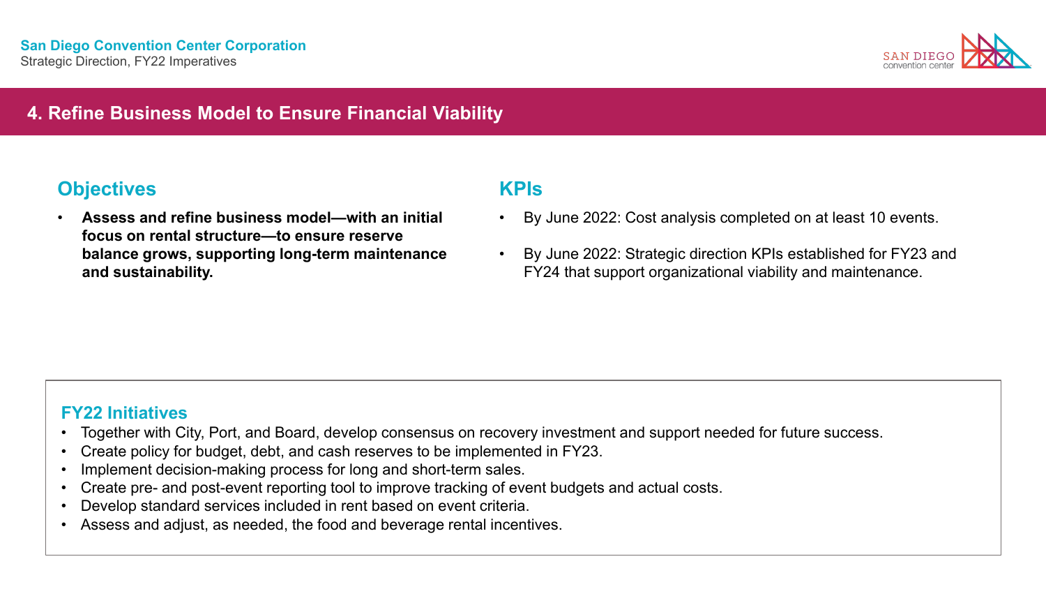## 4. Refine Business Model to Ensure Financial Viability

### Objectives

- **Assess and refine business model—with an initial focus on rental structure—to ensure reserve balance grows, supporting long-term maintenance and sustainability.**

### KPIs

- By June 2022: Cost analysis completed on at least 10 events.
- By June 2022: Strategic direction KPIs established for FY23 and FY24 that support organizational viability and maintenance.

### FY22 Initiatives

- Together with City, Port, and Board, develop consensus on recovery investment and support needed for future success.
- Create policy for budget, debt, and cash reserves to be implemented in FY23.
- Implement decision-making process for long and short-term sales.
- Create pre- and post-event reporting tool to improve tracking of event budgets and actual costs.
- Develop standard services included in rent based on event criteria.
- Assess and adjust, as needed, the food and beverage rental incentives.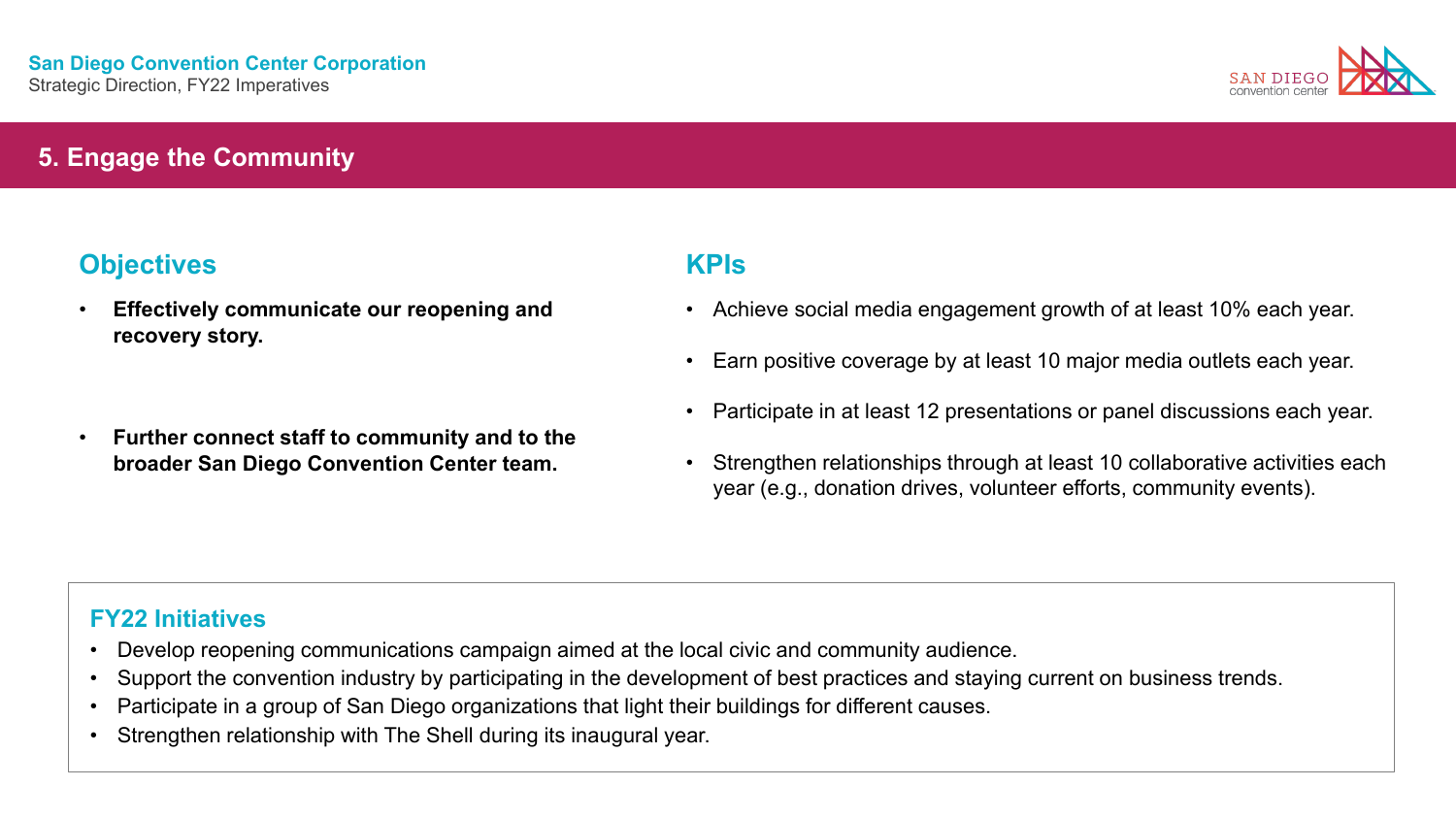## 5. Engage the Community

### Objectives

- **Effectively communicate our reopening and recovery story.**
- **Further connect staff to community and to the broader San Diego Convention Center team.**

### KPIs

- Achieve social media engagement growth of at least 10% each year.
- Earn positive coverage by at least 10 major media outlets each year.
- Participate in at least 12 presentations or panel discussions each year.
- Strengthen relationships through at least 10 collaborative activities each year (e.g., donation drives, volunteer efforts, community events).

### FY22 Initiatives

- Develop reopening communications campaign aimed at the local civic and community audience.
- Support the convention industry by participating in the development of best practices and staying current on business trends.
- Participate in a group of San Diego organizations that light their buildings for different causes.
- Strengthen relationship with The Shell during its inaugural year.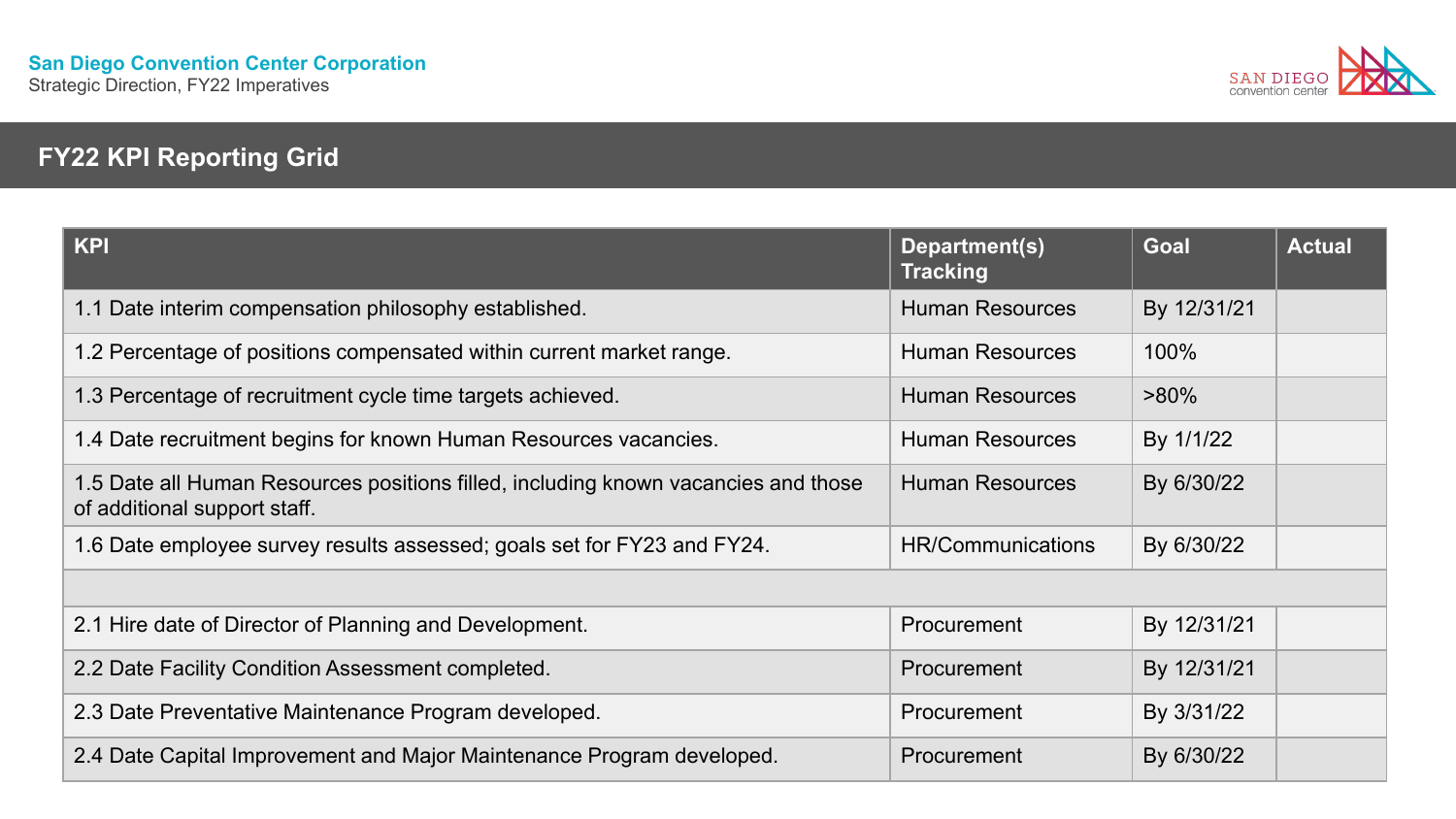**San Diego Convention Center Corporation**
Strategic Direction, FY22 Imperatives

## FY22 KPI Reporting Grid

| KPI | Department(s) Tracking | Goal | Actual |
|---|---|---|---|
| 1.1 Date interim compensation philosophy established. | Human Resources | By 12/31/21 | |
| 1.2 Percentage of positions compensated within current market range. | Human Resources | 100% | |
| 1.3 Percentage of recruitment cycle time targets achieved. | Human Resources | >80% | |
| 1.4 Date recruitment begins for known Human Resources vacancies. | Human Resources | By 1/1/22 | |
| 1.5 Date all Human Resources positions filled, including known vacancies and those of additional support staff. | Human Resources | By 6/30/22 | |
| 1.6 Date employee survey results assessed; goals set for FY23 and FY24. | HR/Communications | By 6/30/22 | |
| | | | |
| 2.1 Hire date of Director of Planning and Development. | Procurement | By 12/31/21 | |
| 2.2 Date Facility Condition Assessment completed. | Procurement | By 12/31/21 | |
| 2.3 Date Preventative Maintenance Program developed. | Procurement | By 3/31/22 | |
| 2.4 Date Capital Improvement and Major Maintenance Program developed. | Procurement | By 6/30/22 | |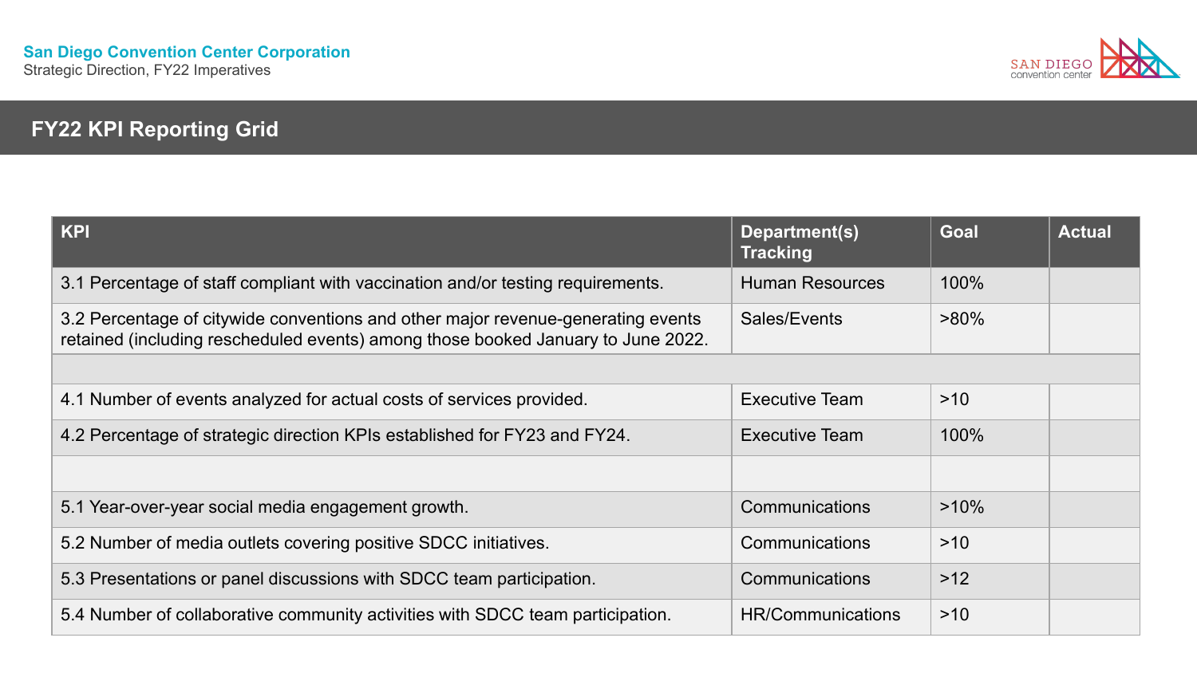**San Diego Convention Center Corporation**
Strategic Direction, FY22 Imperatives

## FY22 KPI Reporting Grid

| KPI | Department(s) Tracking | Goal | Actual |
|---|---|---|---|
| 3.1 Percentage of staff compliant with vaccination and/or testing requirements. | Human Resources | 100% | |
| 3.2 Percentage of citywide conventions and other major revenue-generating events retained (including rescheduled events) among those booked January to June 2022. | Sales/Events | >80% | |
| | | | |
| 4.1 Number of events analyzed for actual costs of services provided. | Executive Team | >10 | |
| 4.2 Percentage of strategic direction KPIs established for FY23 and FY24. | Executive Team | 100% | |
| | | | |
| 5.1 Year-over-year social media engagement growth. | Communications | >10% | |
| 5.2 Number of media outlets covering positive SDCC initiatives. | Communications | >10 | |
| 5.3 Presentations or panel discussions with SDCC team participation. | Communications | >12 | |
| 5.4 Number of collaborative community activities with SDCC team participation. | HR/Communications | >10 | |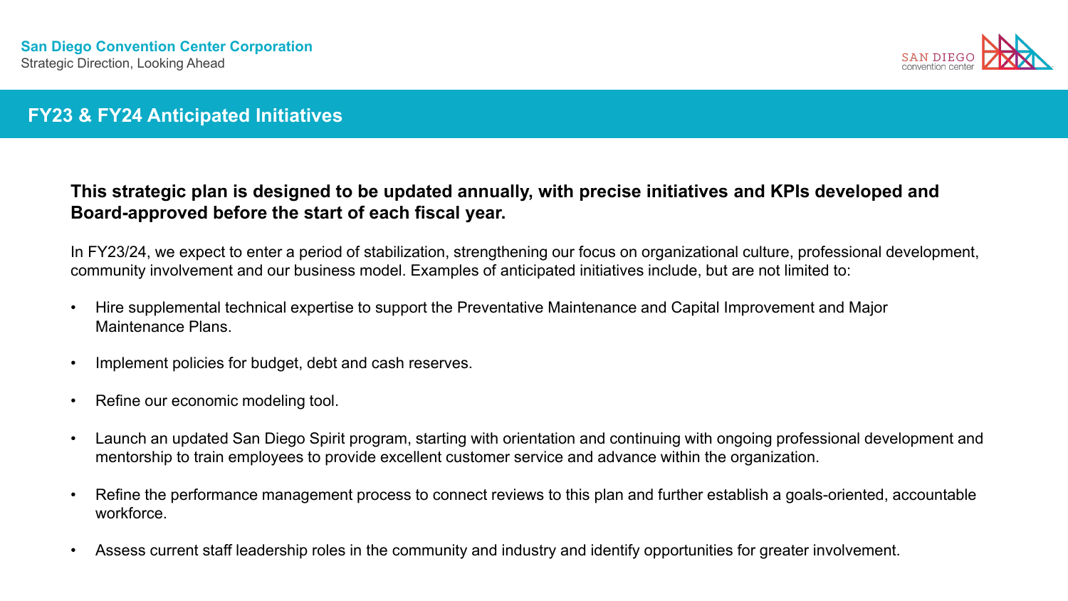## FY23 & FY24 Anticipated Initiatives

**This strategic plan is designed to be updated annually, with precise initiatives and KPIs developed and Board-approved before the start of each fiscal year.**

In FY23/24, we expect to enter a period of stabilization, strengthening our focus on organizational culture, professional development, community involvement and our business model. Examples of anticipated initiatives include, but are not limited to:

- Hire supplemental technical expertise to support the Preventative Maintenance and Capital Improvement and Major Maintenance Plans.
- Implement policies for budget, debt and cash reserves.
- Refine our economic modeling tool.
- Launch an updated San Diego Spirit program, starting with orientation and continuing with ongoing professional development and mentorship to train employees to provide excellent customer service and advance within the organization.
- Refine the performance management process to connect reviews to this plan and further establish a goals-oriented, accountable workforce.
- Assess current staff leadership roles in the community and industry and identify opportunities for greater involvement.